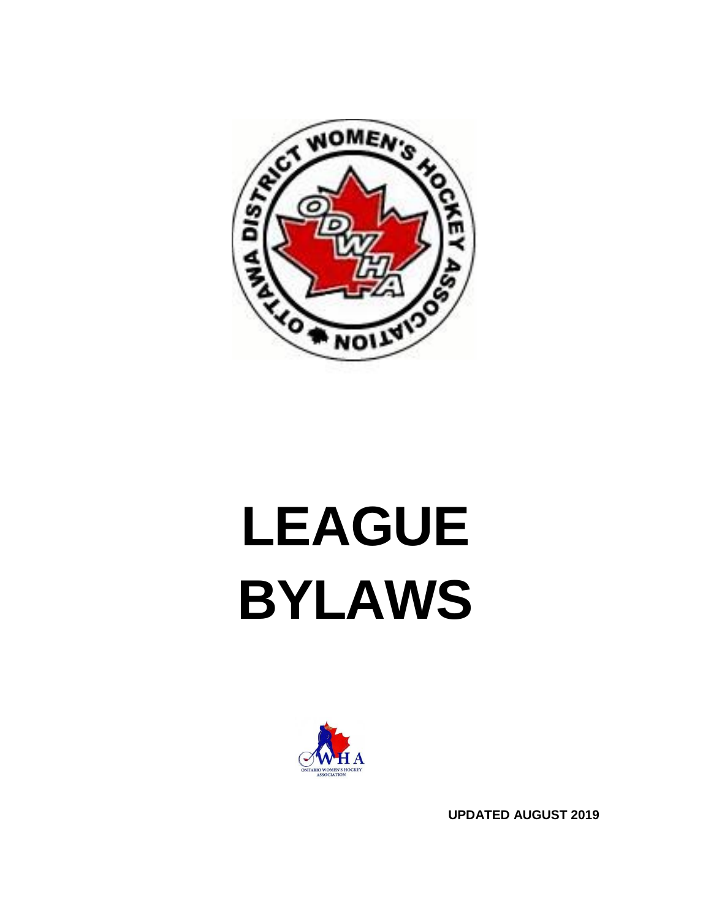# LEAGUE BYLAWS

**UPDATED AUGUST 2019**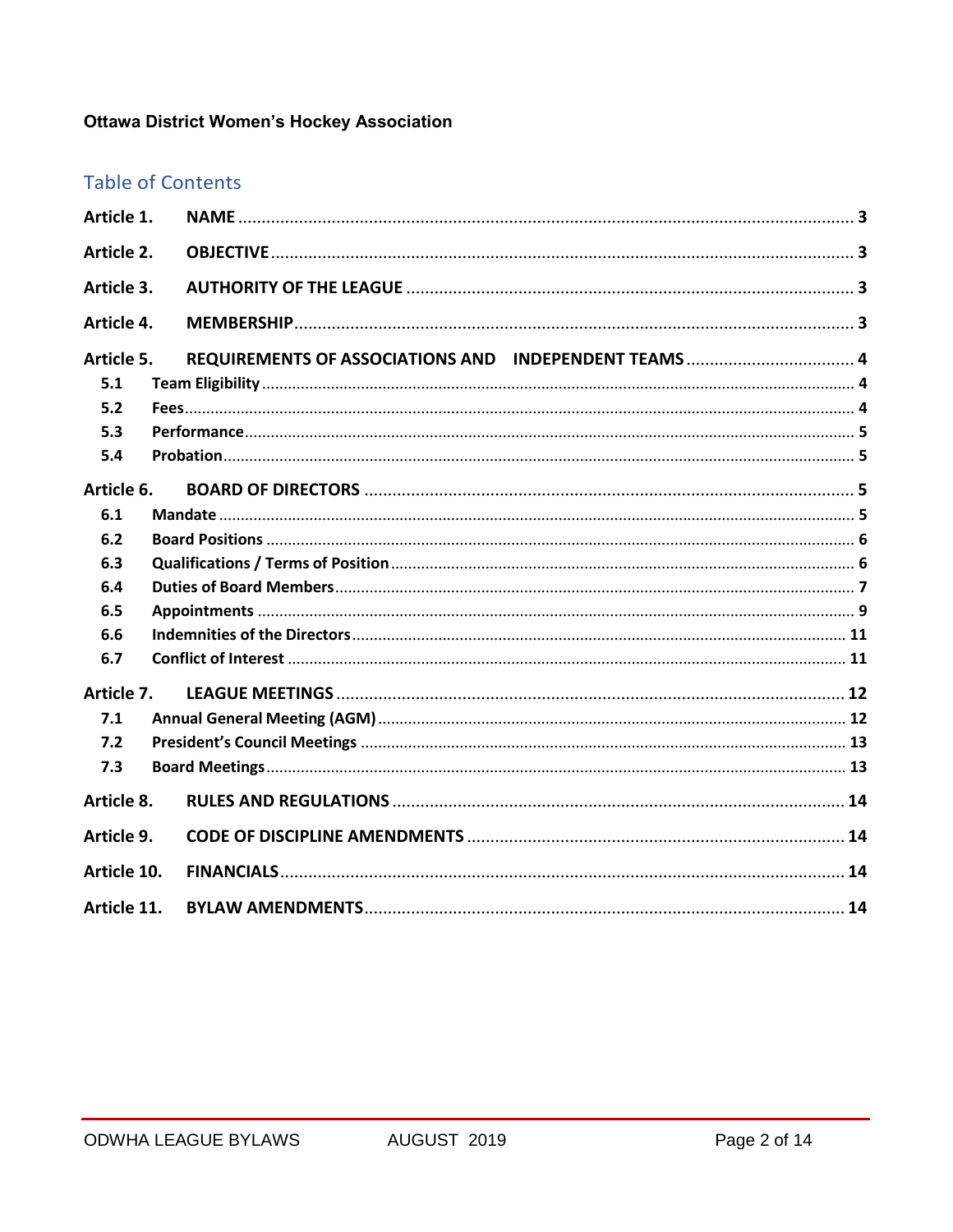**Ottawa District Women's Hockey Association**

## Table of Contents

**Article 1. NAME** ........ 3

**Article 2. OBJECTIVE** ........ 3

**Article 3. AUTHORITY OF THE LEAGUE** ........ 3

**Article 4. MEMBERSHIP** ........ 3

**Article 5. REQUIREMENTS OF ASSOCIATIONS AND INDEPENDENT TEAMS** ........ 4

- **5.1 Team Eligibility** ........ 4
- **5.2 Fees** ........ 4
- **5.3 Performance** ........ 5
- **5.4 Probation** ........ 5

**Article 6. BOARD OF DIRECTORS** ........ 5

- **6.1 Mandate** ........ 5
- **6.2 Board Positions** ........ 6
- **6.3 Qualifications / Terms of Position** ........ 6
- **6.4 Duties of Board Members** ........ 7
- **6.5 Appointments** ........ 9
- **6.6 Indemnities of the Directors** ........ 11
- **6.7 Conflict of Interest** ........ 11

**Article 7. LEAGUE MEETINGS** ........ 12

- **7.1 Annual General Meeting (AGM)** ........ 12
- **7.2 President's Council Meetings** ........ 13
- **7.3 Board Meetings** ........ 13

**Article 8. RULES AND REGULATIONS** ........ 14

**Article 9. CODE OF DISCIPLINE AMENDMENTS** ........ 14

**Article 10. FINANCIALS** ........ 14

**Article 11. BYLAW AMENDMENTS** ........ 14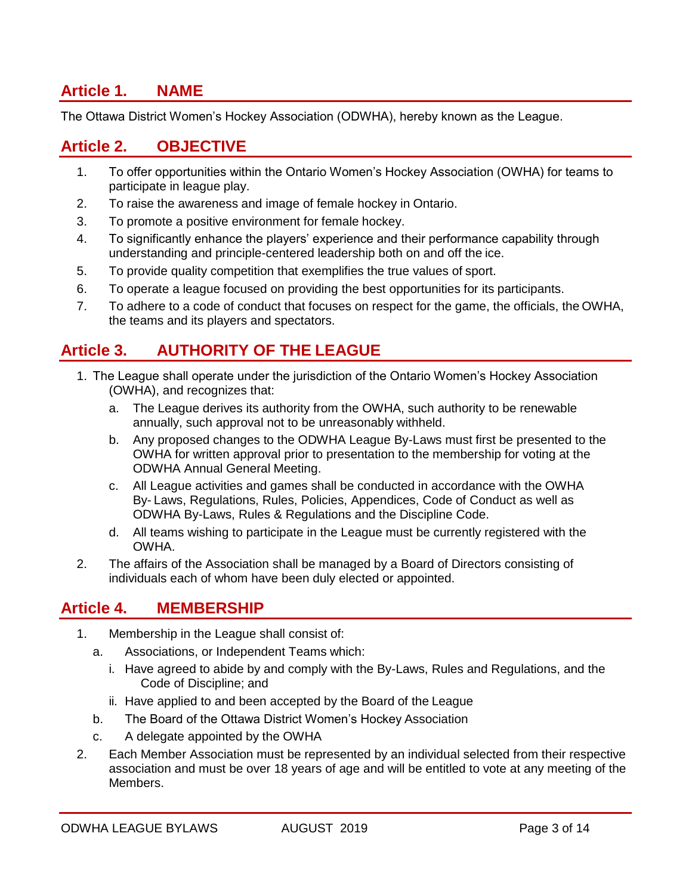## Article 1. NAME

The Ottawa District Women's Hockey Association (ODWHA), hereby known as the League.

## Article 2. OBJECTIVE

1. To offer opportunities within the Ontario Women's Hockey Association (OWHA) for teams to participate in league play.
2. To raise the awareness and image of female hockey in Ontario.
3. To promote a positive environment for female hockey.
4. To significantly enhance the players' experience and their performance capability through understanding and principle-centered leadership both on and off the ice.
5. To provide quality competition that exemplifies the true values of sport.
6. To operate a league focused on providing the best opportunities for its participants.
7. To adhere to a code of conduct that focuses on respect for the game, the officials, the OWHA, the teams and its players and spectators.

## Article 3. AUTHORITY OF THE LEAGUE

1. The League shall operate under the jurisdiction of the Ontario Women's Hockey Association (OWHA), and recognizes that:
   a. The League derives its authority from the OWHA, such authority to be renewable annually, such approval not to be unreasonably withheld.
   b. Any proposed changes to the ODWHA League By-Laws must first be presented to the OWHA for written approval prior to presentation to the membership for voting at the ODWHA Annual General Meeting.
   c. All League activities and games shall be conducted in accordance with the OWHA By- Laws, Regulations, Rules, Policies, Appendices, Code of Conduct as well as ODWHA By-Laws, Rules & Regulations and the Discipline Code.
   d. All teams wishing to participate in the League must be currently registered with the OWHA.
2. The affairs of the Association shall be managed by a Board of Directors consisting of individuals each of whom have been duly elected or appointed.

## Article 4. MEMBERSHIP

1. Membership in the League shall consist of:
   a. Associations, or Independent Teams which:
      i. Have agreed to abide by and comply with the By-Laws, Rules and Regulations, and the Code of Discipline; and
      ii. Have applied to and been accepted by the Board of the League
   b. The Board of the Ottawa District Women's Hockey Association
   c. A delegate appointed by the OWHA
2. Each Member Association must be represented by an individual selected from their respective association and must be over 18 years of age and will be entitled to vote at any meeting of the Members.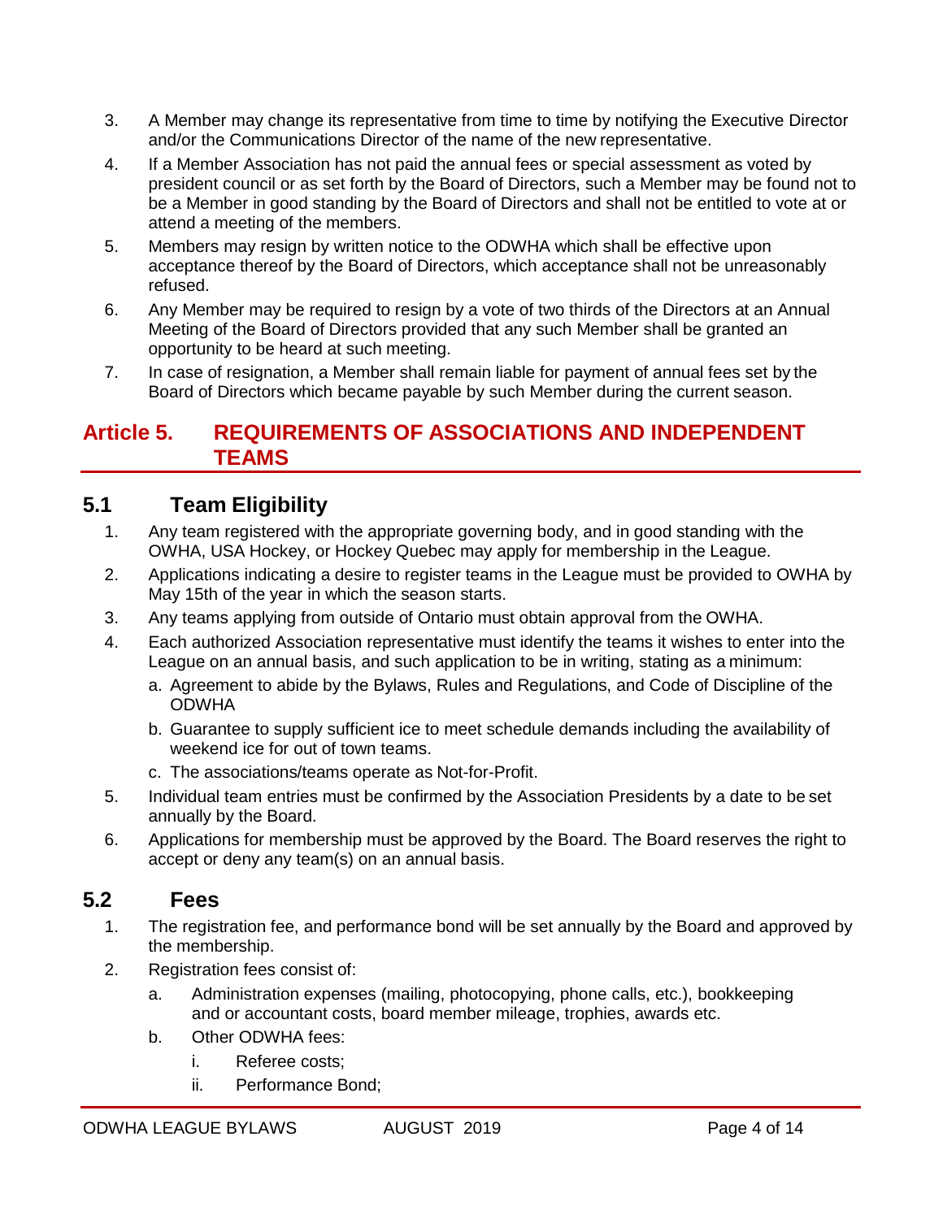3. A Member may change its representative from time to time by notifying the Executive Director and/or the Communications Director of the name of the new representative.
4. If a Member Association has not paid the annual fees or special assessment as voted by president council or as set forth by the Board of Directors, such a Member may be found not to be a Member in good standing by the Board of Directors and shall not be entitled to vote at or attend a meeting of the members.
5. Members may resign by written notice to the ODWHA which shall be effective upon acceptance thereof by the Board of Directors, which acceptance shall not be unreasonably refused.
6. Any Member may be required to resign by a vote of two thirds of the Directors at an Annual Meeting of the Board of Directors provided that any such Member shall be granted an opportunity to be heard at such meeting.
7. In case of resignation, a Member shall remain liable for payment of annual fees set by the Board of Directors which became payable by such Member during the current season.

# Article 5. REQUIREMENTS OF ASSOCIATIONS AND INDEPENDENT TEAMS

## 5.1 Team Eligibility

1. Any team registered with the appropriate governing body, and in good standing with the OWHA, USA Hockey, or Hockey Quebec may apply for membership in the League.
2. Applications indicating a desire to register teams in the League must be provided to OWHA by May 15th of the year in which the season starts.
3. Any teams applying from outside of Ontario must obtain approval from the OWHA.
4. Each authorized Association representative must identify the teams it wishes to enter into the League on an annual basis, and such application to be in writing, stating as a minimum:
   a. Agreement to abide by the Bylaws, Rules and Regulations, and Code of Discipline of the ODWHA
   b. Guarantee to supply sufficient ice to meet schedule demands including the availability of weekend ice for out of town teams.
   c. The associations/teams operate as Not-for-Profit.
5. Individual team entries must be confirmed by the Association Presidents by a date to be set annually by the Board.
6. Applications for membership must be approved by the Board. The Board reserves the right to accept or deny any team(s) on an annual basis.

## 5.2 Fees

1. The registration fee, and performance bond will be set annually by the Board and approved by the membership.
2. Registration fees consist of:
   a. Administration expenses (mailing, photocopying, phone calls, etc.), bookkeeping and or accountant costs, board member mileage, trophies, awards etc.
   b. Other ODWHA fees:
      i. Referee costs;
      ii. Performance Bond;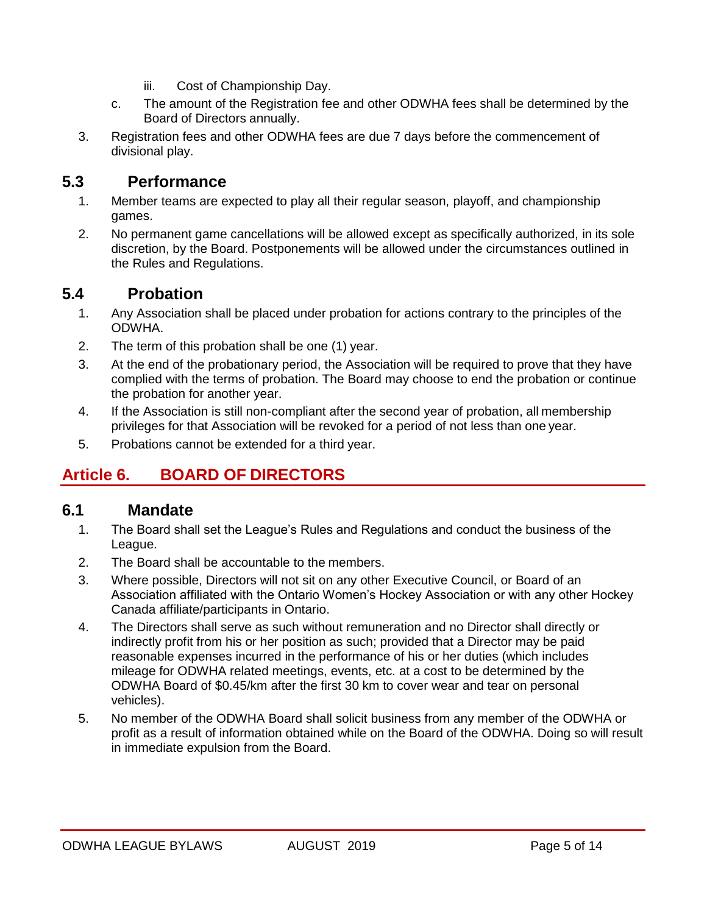iii. Cost of Championship Day.

c. The amount of the Registration fee and other ODWHA fees shall be determined by the Board of Directors annually.

3. Registration fees and other ODWHA fees are due 7 days before the commencement of divisional play.

### 5.3 Performance

1. Member teams are expected to play all their regular season, playoff, and championship games.
2. No permanent game cancellations will be allowed except as specifically authorized, in its sole discretion, by the Board. Postponements will be allowed under the circumstances outlined in the Rules and Regulations.

### 5.4 Probation

1. Any Association shall be placed under probation for actions contrary to the principles of the ODWHA.
2. The term of this probation shall be one (1) year.
3. At the end of the probationary period, the Association will be required to prove that they have complied with the terms of probation. The Board may choose to end the probation or continue the probation for another year.
4. If the Association is still non-compliant after the second year of probation, all membership privileges for that Association will be revoked for a period of not less than one year.
5. Probations cannot be extended for a third year.

## Article 6. BOARD OF DIRECTORS

### 6.1 Mandate

1. The Board shall set the League's Rules and Regulations and conduct the business of the League.
2. The Board shall be accountable to the members.
3. Where possible, Directors will not sit on any other Executive Council, or Board of an Association affiliated with the Ontario Women's Hockey Association or with any other Hockey Canada affiliate/participants in Ontario.
4. The Directors shall serve as such without remuneration and no Director shall directly or indirectly profit from his or her position as such; provided that a Director may be paid reasonable expenses incurred in the performance of his or her duties (which includes mileage for ODWHA related meetings, events, etc. at a cost to be determined by the ODWHA Board of $0.45/km after the first 30 km to cover wear and tear on personal vehicles).
5. No member of the ODWHA Board shall solicit business from any member of the ODWHA or profit as a result of information obtained while on the Board of the ODWHA. Doing so will result in immediate expulsion from the Board.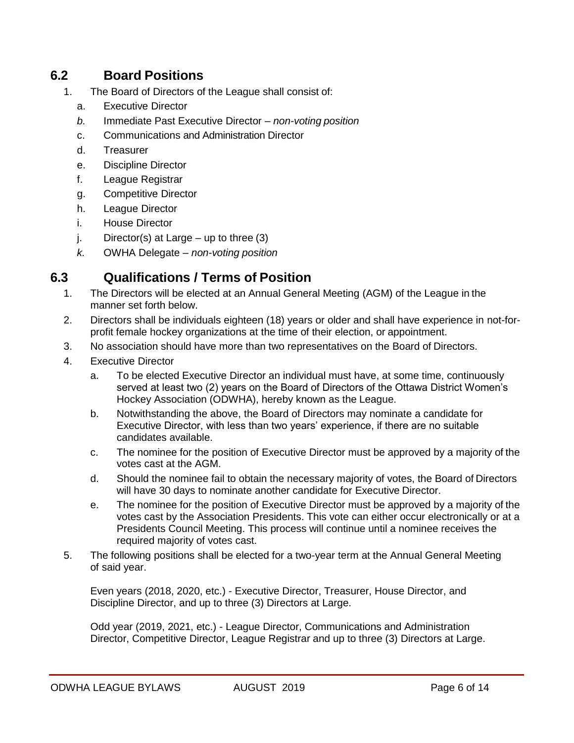## 6.2 Board Positions

1. The Board of Directors of the League shall consist of:
   a. Executive Director
   *b.* Immediate Past Executive Director – *non-voting position*
   c. Communications and Administration Director
   d. Treasurer
   e. Discipline Director
   f. League Registrar
   g. Competitive Director
   h. League Director
   i. House Director
   j. Director(s) at Large – up to three (3)
   *k.* OWHA Delegate – *non-voting position*

## 6.3 Qualifications / Terms of Position

1. The Directors will be elected at an Annual General Meeting (AGM) of the League in the manner set forth below.
2. Directors shall be individuals eighteen (18) years or older and shall have experience in not-for-profit female hockey organizations at the time of their election, or appointment.
3. No association should have more than two representatives on the Board of Directors.
4. Executive Director
   a. To be elected Executive Director an individual must have, at some time, continuously served at least two (2) years on the Board of Directors of the Ottawa District Women's Hockey Association (ODWHA), hereby known as the League.
   b. Notwithstanding the above, the Board of Directors may nominate a candidate for Executive Director, with less than two years' experience, if there are no suitable candidates available.
   c. The nominee for the position of Executive Director must be approved by a majority of the votes cast at the AGM.
   d. Should the nominee fail to obtain the necessary majority of votes, the Board of Directors will have 30 days to nominate another candidate for Executive Director.
   e. The nominee for the position of Executive Director must be approved by a majority of the votes cast by the Association Presidents. This vote can either occur electronically or at a Presidents Council Meeting. This process will continue until a nominee receives the required majority of votes cast.
5. The following positions shall be elected for a two-year term at the Annual General Meeting of said year.

   Even years (2018, 2020, etc.) - Executive Director, Treasurer, House Director, and Discipline Director, and up to three (3) Directors at Large.

   Odd year (2019, 2021, etc.) - League Director, Communications and Administration Director, Competitive Director, League Registrar and up to three (3) Directors at Large.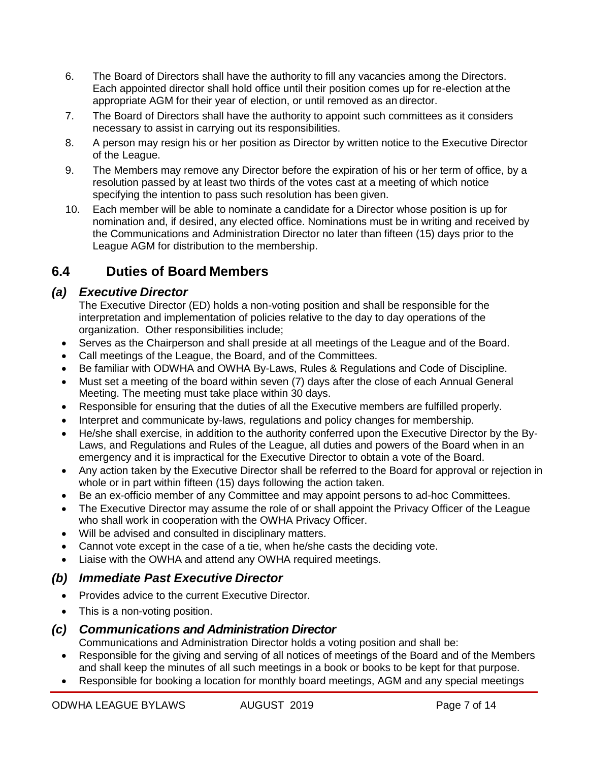6. The Board of Directors shall have the authority to fill any vacancies among the Directors. Each appointed director shall hold office until their position comes up for re-election at the appropriate AGM for their year of election, or until removed as an director.
7. The Board of Directors shall have the authority to appoint such committees as it considers necessary to assist in carrying out its responsibilities.
8. A person may resign his or her position as Director by written notice to the Executive Director of the League.
9. The Members may remove any Director before the expiration of his or her term of office, by a resolution passed by at least two thirds of the votes cast at a meeting of which notice specifying the intention to pass such resolution has been given.
10. Each member will be able to nominate a candidate for a Director whose position is up for nomination and, if desired, any elected office. Nominations must be in writing and received by the Communications and Administration Director no later than fifteen (15) days prior to the League AGM for distribution to the membership.

## 6.4 Duties of Board Members

### *(a) Executive Director*

The Executive Director (ED) holds a non-voting position and shall be responsible for the interpretation and implementation of policies relative to the day to day operations of the organization. Other responsibilities include;

- Serves as the Chairperson and shall preside at all meetings of the League and of the Board.
- Call meetings of the League, the Board, and of the Committees.
- Be familiar with ODWHA and OWHA By-Laws, Rules & Regulations and Code of Discipline.
- Must set a meeting of the board within seven (7) days after the close of each Annual General Meeting. The meeting must take place within 30 days.
- Responsible for ensuring that the duties of all the Executive members are fulfilled properly.
- Interpret and communicate by-laws, regulations and policy changes for membership.
- He/she shall exercise, in addition to the authority conferred upon the Executive Director by the By-Laws, and Regulations and Rules of the League, all duties and powers of the Board when in an emergency and it is impractical for the Executive Director to obtain a vote of the Board.
- Any action taken by the Executive Director shall be referred to the Board for approval or rejection in whole or in part within fifteen (15) days following the action taken.
- Be an ex-officio member of any Committee and may appoint persons to ad-hoc Committees.
- The Executive Director may assume the role of or shall appoint the Privacy Officer of the League who shall work in cooperation with the OWHA Privacy Officer.
- Will be advised and consulted in disciplinary matters.
- Cannot vote except in the case of a tie, when he/she casts the deciding vote.
- Liaise with the OWHA and attend any OWHA required meetings.

### *(b) Immediate Past Executive Director*

- Provides advice to the current Executive Director.
- This is a non-voting position.

### *(c) Communications and Administration Director*

Communications and Administration Director holds a voting position and shall be:

- Responsible for the giving and serving of all notices of meetings of the Board and of the Members and shall keep the minutes of all such meetings in a book or books to be kept for that purpose.
- Responsible for booking a location for monthly board meetings, AGM and any special meetings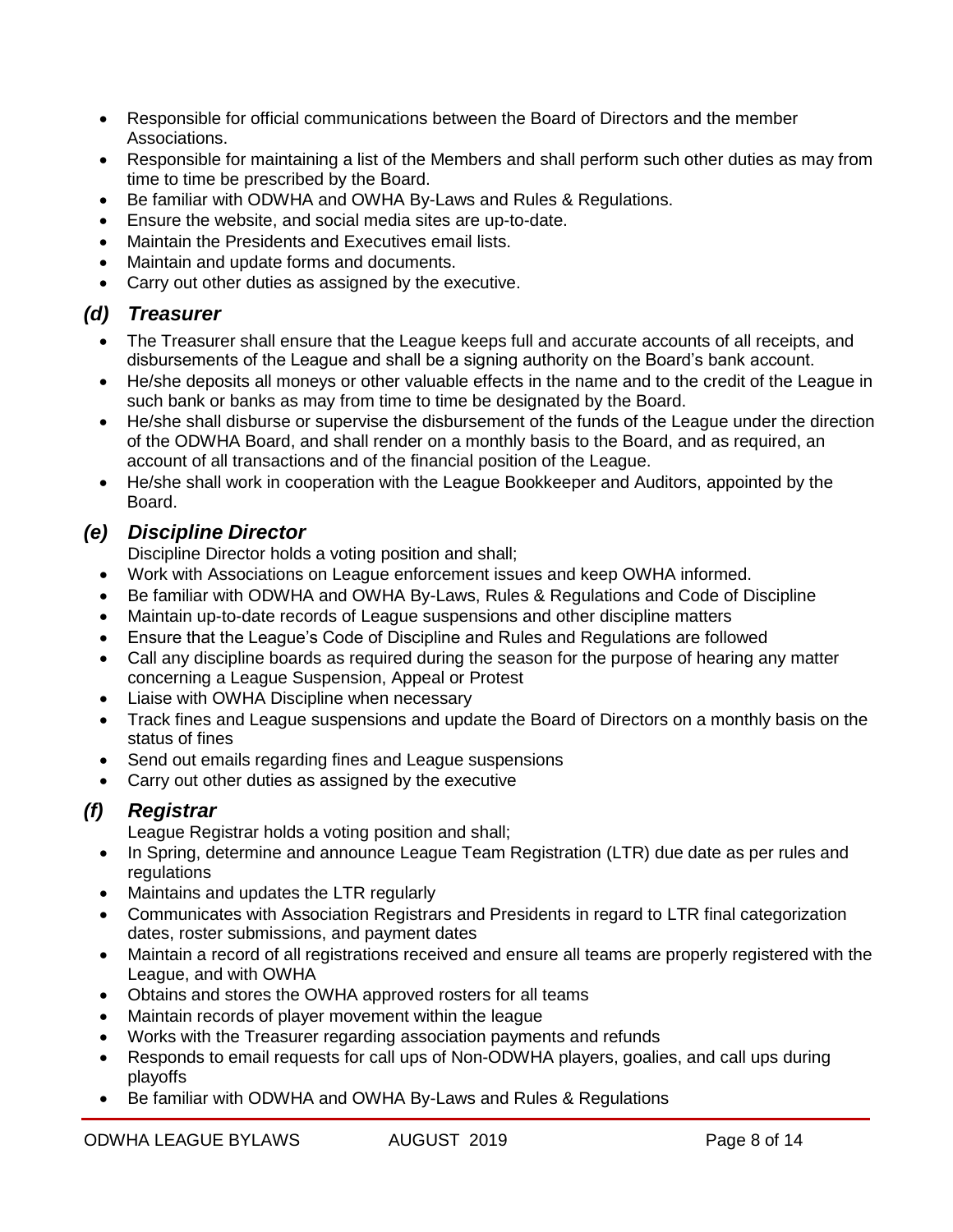- Responsible for official communications between the Board of Directors and the member Associations.
- Responsible for maintaining a list of the Members and shall perform such other duties as may from time to time be prescribed by the Board.
- Be familiar with ODWHA and OWHA By-Laws and Rules & Regulations.
- Ensure the website, and social media sites are up-to-date.
- Maintain the Presidents and Executives email lists.
- Maintain and update forms and documents.
- Carry out other duties as assigned by the executive.

### *(d) Treasurer*

- The Treasurer shall ensure that the League keeps full and accurate accounts of all receipts, and disbursements of the League and shall be a signing authority on the Board's bank account.
- He/she deposits all moneys or other valuable effects in the name and to the credit of the League in such bank or banks as may from time to time be designated by the Board.
- He/she shall disburse or supervise the disbursement of the funds of the League under the direction of the ODWHA Board, and shall render on a monthly basis to the Board, and as required, an account of all transactions and of the financial position of the League.
- He/she shall work in cooperation with the League Bookkeeper and Auditors, appointed by the Board.

### *(e) Discipline Director*

Discipline Director holds a voting position and shall;

- Work with Associations on League enforcement issues and keep OWHA informed.
- Be familiar with ODWHA and OWHA By-Laws, Rules & Regulations and Code of Discipline
- Maintain up-to-date records of League suspensions and other discipline matters
- Ensure that the League's Code of Discipline and Rules and Regulations are followed
- Call any discipline boards as required during the season for the purpose of hearing any matter concerning a League Suspension, Appeal or Protest
- Liaise with OWHA Discipline when necessary
- Track fines and League suspensions and update the Board of Directors on a monthly basis on the status of fines
- Send out emails regarding fines and League suspensions
- Carry out other duties as assigned by the executive

### *(f) Registrar*

League Registrar holds a voting position and shall;

- In Spring, determine and announce League Team Registration (LTR) due date as per rules and regulations
- Maintains and updates the LTR regularly
- Communicates with Association Registrars and Presidents in regard to LTR final categorization dates, roster submissions, and payment dates
- Maintain a record of all registrations received and ensure all teams are properly registered with the League, and with OWHA
- Obtains and stores the OWHA approved rosters for all teams
- Maintain records of player movement within the league
- Works with the Treasurer regarding association payments and refunds
- Responds to email requests for call ups of Non-ODWHA players, goalies, and call ups during playoffs
- Be familiar with ODWHA and OWHA By-Laws and Rules & Regulations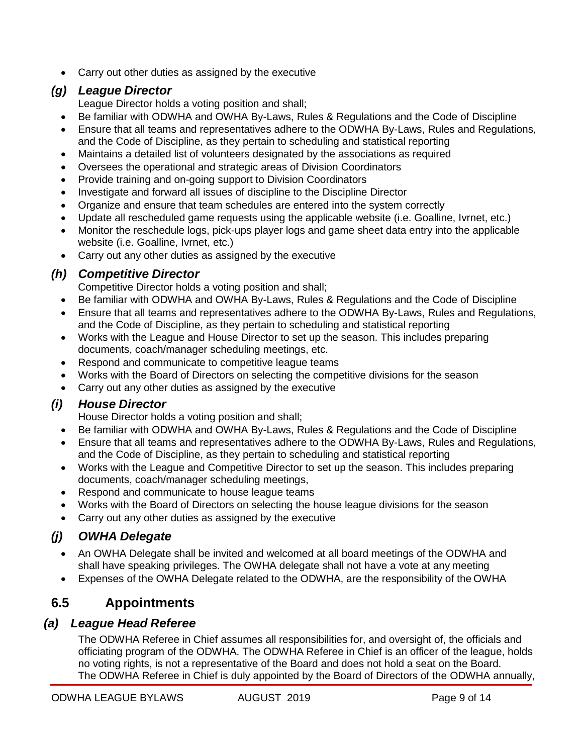- Carry out other duties as assigned by the executive

### *(g) League Director*

League Director holds a voting position and shall;

- Be familiar with ODWHA and OWHA By-Laws, Rules & Regulations and the Code of Discipline
- Ensure that all teams and representatives adhere to the ODWHA By-Laws, Rules and Regulations, and the Code of Discipline, as they pertain to scheduling and statistical reporting
- Maintains a detailed list of volunteers designated by the associations as required
- Oversees the operational and strategic areas of Division Coordinators
- Provide training and on-going support to Division Coordinators
- Investigate and forward all issues of discipline to the Discipline Director
- Organize and ensure that team schedules are entered into the system correctly
- Update all rescheduled game requests using the applicable website (i.e. Goalline, Ivrnet, etc.)
- Monitor the reschedule logs, pick-ups player logs and game sheet data entry into the applicable website (i.e. Goalline, Ivrnet, etc.)
- Carry out any other duties as assigned by the executive

### *(h) Competitive Director*

Competitive Director holds a voting position and shall;

- Be familiar with ODWHA and OWHA By-Laws, Rules & Regulations and the Code of Discipline
- Ensure that all teams and representatives adhere to the ODWHA By-Laws, Rules and Regulations, and the Code of Discipline, as they pertain to scheduling and statistical reporting
- Works with the League and House Director to set up the season. This includes preparing documents, coach/manager scheduling meetings, etc.
- Respond and communicate to competitive league teams
- Works with the Board of Directors on selecting the competitive divisions for the season
- Carry out any other duties as assigned by the executive

### *(i) House Director*

House Director holds a voting position and shall;

- Be familiar with ODWHA and OWHA By-Laws, Rules & Regulations and the Code of Discipline
- Ensure that all teams and representatives adhere to the ODWHA By-Laws, Rules and Regulations, and the Code of Discipline, as they pertain to scheduling and statistical reporting
- Works with the League and Competitive Director to set up the season. This includes preparing documents, coach/manager scheduling meetings,
- Respond and communicate to house league teams
- Works with the Board of Directors on selecting the house league divisions for the season
- Carry out any other duties as assigned by the executive

### *(j) OWHA Delegate*

- An OWHA Delegate shall be invited and welcomed at all board meetings of the ODWHA and shall have speaking privileges. The OWHA delegate shall not have a vote at any meeting
- Expenses of the OWHA Delegate related to the ODWHA, are the responsibility of the OWHA

## 6.5 Appointments

### *(a) League Head Referee*

The ODWHA Referee in Chief assumes all responsibilities for, and oversight of, the officials and officiating program of the ODWHA. The ODWHA Referee in Chief is an officer of the league, holds no voting rights, is not a representative of the Board and does not hold a seat on the Board. The ODWHA Referee in Chief is duly appointed by the Board of Directors of the ODWHA annually,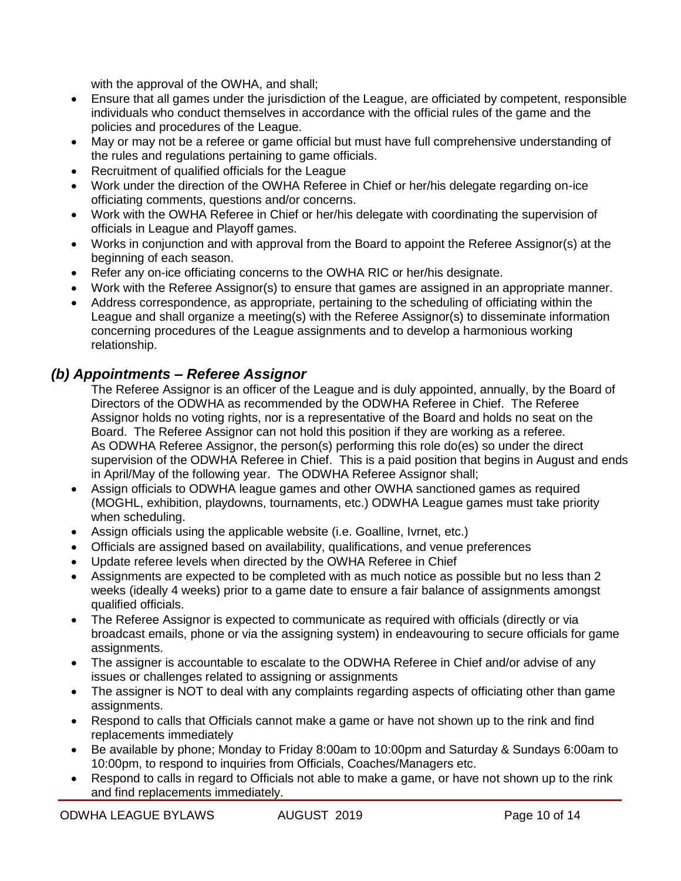with the approval of the OWHA, and shall;

- Ensure that all games under the jurisdiction of the League, are officiated by competent, responsible individuals who conduct themselves in accordance with the official rules of the game and the policies and procedures of the League.
- May or may not be a referee or game official but must have full comprehensive understanding of the rules and regulations pertaining to game officials.
- Recruitment of qualified officials for the League
- Work under the direction of the OWHA Referee in Chief or her/his delegate regarding on-ice officiating comments, questions and/or concerns.
- Work with the OWHA Referee in Chief or her/his delegate with coordinating the supervision of officials in League and Playoff games.
- Works in conjunction and with approval from the Board to appoint the Referee Assignor(s) at the beginning of each season.
- Refer any on-ice officiating concerns to the OWHA RIC or her/his designate.
- Work with the Referee Assignor(s) to ensure that games are assigned in an appropriate manner.
- Address correspondence, as appropriate, pertaining to the scheduling of officiating within the League and shall organize a meeting(s) with the Referee Assignor(s) to disseminate information concerning procedures of the League assignments and to develop a harmonious working relationship.

## *(b) Appointments – Referee Assignor*

The Referee Assignor is an officer of the League and is duly appointed, annually, by the Board of Directors of the ODWHA as recommended by the ODWHA Referee in Chief. The Referee Assignor holds no voting rights, nor is a representative of the Board and holds no seat on the Board. The Referee Assignor can not hold this position if they are working as a referee. As ODWHA Referee Assignor, the person(s) performing this role do(es) so under the direct supervision of the ODWHA Referee in Chief. This is a paid position that begins in August and ends in April/May of the following year. The ODWHA Referee Assignor shall;

- Assign officials to ODWHA league games and other OWHA sanctioned games as required (MOGHL, exhibition, playdowns, tournaments, etc.) ODWHA League games must take priority when scheduling.
- Assign officials using the applicable website (i.e. Goalline, Ivrnet, etc.)
- Officials are assigned based on availability, qualifications, and venue preferences
- Update referee levels when directed by the OWHA Referee in Chief
- Assignments are expected to be completed with as much notice as possible but no less than 2 weeks (ideally 4 weeks) prior to a game date to ensure a fair balance of assignments amongst qualified officials.
- The Referee Assignor is expected to communicate as required with officials (directly or via broadcast emails, phone or via the assigning system) in endeavouring to secure officials for game assignments.
- The assigner is accountable to escalate to the ODWHA Referee in Chief and/or advise of any issues or challenges related to assigning or assignments
- The assigner is NOT to deal with any complaints regarding aspects of officiating other than game assignments.
- Respond to calls that Officials cannot make a game or have not shown up to the rink and find replacements immediately
- Be available by phone; Monday to Friday 8:00am to 10:00pm and Saturday & Sundays 6:00am to 10:00pm, to respond to inquiries from Officials, Coaches/Managers etc.
- Respond to calls in regard to Officials not able to make a game, or have not shown up to the rink and find replacements immediately.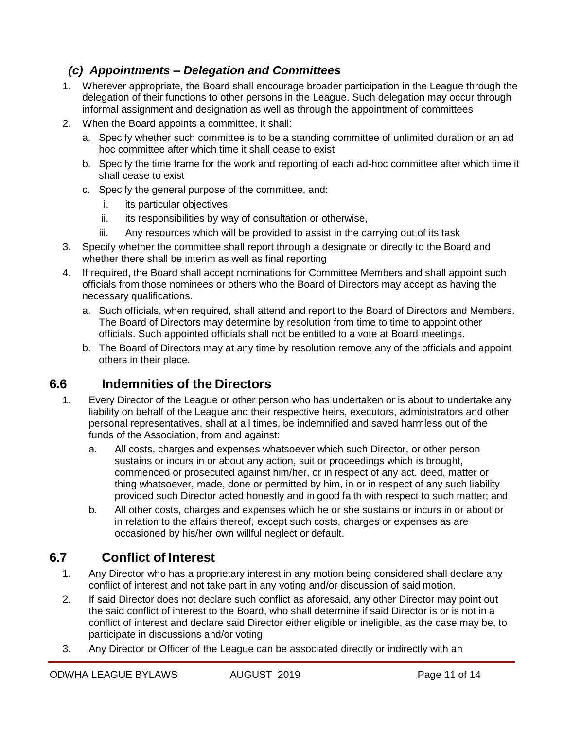### *(c) Appointments – Delegation and Committees*

1. Wherever appropriate, the Board shall encourage broader participation in the League through the delegation of their functions to other persons in the League. Such delegation may occur through informal assignment and designation as well as through the appointment of committees
2. When the Board appoints a committee, it shall:
   a. Specify whether such committee is to be a standing committee of unlimited duration or an ad hoc committee after which time it shall cease to exist
   b. Specify the time frame for the work and reporting of each ad-hoc committee after which time it shall cease to exist
   c. Specify the general purpose of the committee, and:
      i. its particular objectives,
      ii. its responsibilities by way of consultation or otherwise,
      iii. Any resources which will be provided to assist in the carrying out of its task
3. Specify whether the committee shall report through a designate or directly to the Board and whether there shall be interim as well as final reporting
4. If required, the Board shall accept nominations for Committee Members and shall appoint such officials from those nominees or others who the Board of Directors may accept as having the necessary qualifications.
   a. Such officials, when required, shall attend and report to the Board of Directors and Members. The Board of Directors may determine by resolution from time to time to appoint other officials. Such appointed officials shall not be entitled to a vote at Board meetings.
   b. The Board of Directors may at any time by resolution remove any of the officials and appoint others in their place.

## 6.6 Indemnities of the Directors

1. Every Director of the League or other person who has undertaken or is about to undertake any liability on behalf of the League and their respective heirs, executors, administrators and other personal representatives, shall at all times, be indemnified and saved harmless out of the funds of the Association, from and against:
   a. All costs, charges and expenses whatsoever which such Director, or other person sustains or incurs in or about any action, suit or proceedings which is brought, commenced or prosecuted against him/her, or in respect of any act, deed, matter or thing whatsoever, made, done or permitted by him, in or in respect of any such liability provided such Director acted honestly and in good faith with respect to such matter; and
   b. All other costs, charges and expenses which he or she sustains or incurs in or about or in relation to the affairs thereof, except such costs, charges or expenses as are occasioned by his/her own willful neglect or default.

## 6.7 Conflict of Interest

1. Any Director who has a proprietary interest in any motion being considered shall declare any conflict of interest and not take part in any voting and/or discussion of said motion.
2. If said Director does not declare such conflict as aforesaid, any other Director may point out the said conflict of interest to the Board, who shall determine if said Director is or is not in a conflict of interest and declare said Director either eligible or ineligible, as the case may be, to participate in discussions and/or voting.
3. Any Director or Officer of the League can be associated directly or indirectly with an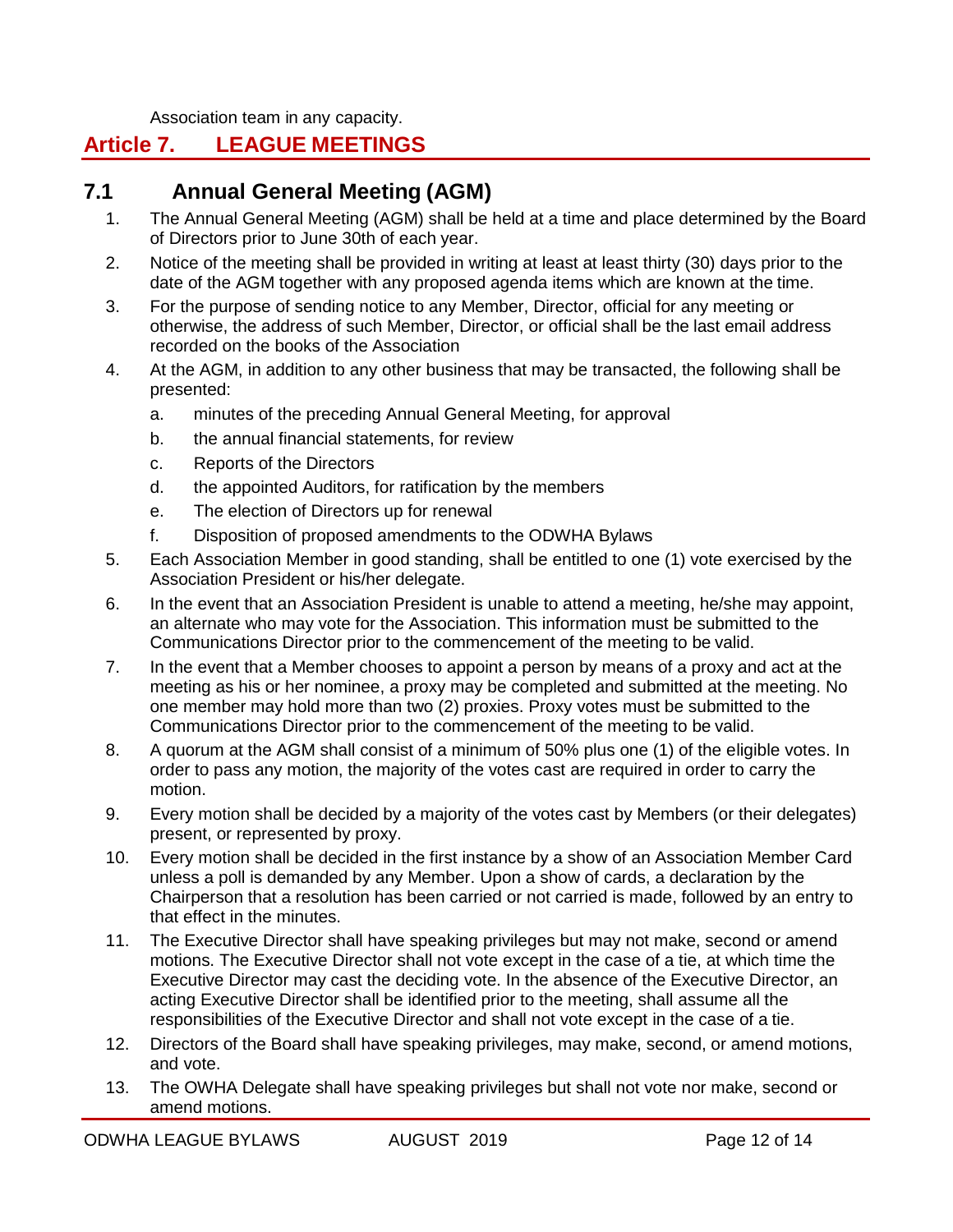Association team in any capacity.

# Article 7. LEAGUE MEETINGS

## 7.1 Annual General Meeting (AGM)

1. The Annual General Meeting (AGM) shall be held at a time and place determined by the Board of Directors prior to June 30th of each year.
2. Notice of the meeting shall be provided in writing at least at least thirty (30) days prior to the date of the AGM together with any proposed agenda items which are known at the time.
3. For the purpose of sending notice to any Member, Director, official for any meeting or otherwise, the address of such Member, Director, or official shall be the last email address recorded on the books of the Association
4. At the AGM, in addition to any other business that may be transacted, the following shall be presented:
   a. minutes of the preceding Annual General Meeting, for approval
   b. the annual financial statements, for review
   c. Reports of the Directors
   d. the appointed Auditors, for ratification by the members
   e. The election of Directors up for renewal
   f. Disposition of proposed amendments to the ODWHA Bylaws
5. Each Association Member in good standing, shall be entitled to one (1) vote exercised by the Association President or his/her delegate.
6. In the event that an Association President is unable to attend a meeting, he/she may appoint, an alternate who may vote for the Association. This information must be submitted to the Communications Director prior to the commencement of the meeting to be valid.
7. In the event that a Member chooses to appoint a person by means of a proxy and act at the meeting as his or her nominee, a proxy may be completed and submitted at the meeting. No one member may hold more than two (2) proxies. Proxy votes must be submitted to the Communications Director prior to the commencement of the meeting to be valid.
8. A quorum at the AGM shall consist of a minimum of 50% plus one (1) of the eligible votes. In order to pass any motion, the majority of the votes cast are required in order to carry the motion.
9. Every motion shall be decided by a majority of the votes cast by Members (or their delegates) present, or represented by proxy.
10. Every motion shall be decided in the first instance by a show of an Association Member Card unless a poll is demanded by any Member. Upon a show of cards, a declaration by the Chairperson that a resolution has been carried or not carried is made, followed by an entry to that effect in the minutes.
11. The Executive Director shall have speaking privileges but may not make, second or amend motions. The Executive Director shall not vote except in the case of a tie, at which time the Executive Director may cast the deciding vote. In the absence of the Executive Director, an acting Executive Director shall be identified prior to the meeting, shall assume all the responsibilities of the Executive Director and shall not vote except in the case of a tie.
12. Directors of the Board shall have speaking privileges, may make, second, or amend motions, and vote.
13. The OWHA Delegate shall have speaking privileges but shall not vote nor make, second or amend motions.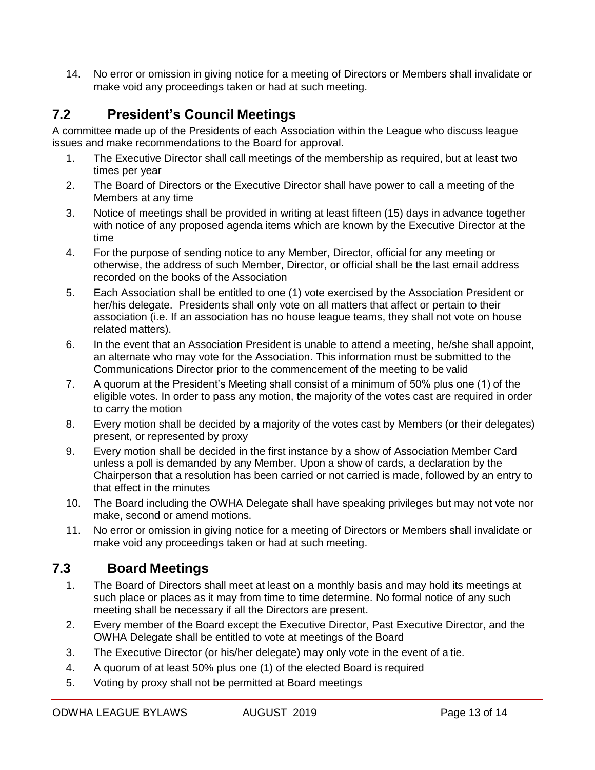14. No error or omission in giving notice for a meeting of Directors or Members shall invalidate or make void any proceedings taken or had at such meeting.

## 7.2 President's Council Meetings

A committee made up of the Presidents of each Association within the League who discuss league issues and make recommendations to the Board for approval.

1. The Executive Director shall call meetings of the membership as required, but at least two times per year
2. The Board of Directors or the Executive Director shall have power to call a meeting of the Members at any time
3. Notice of meetings shall be provided in writing at least fifteen (15) days in advance together with notice of any proposed agenda items which are known by the Executive Director at the time
4. For the purpose of sending notice to any Member, Director, official for any meeting or otherwise, the address of such Member, Director, or official shall be the last email address recorded on the books of the Association
5. Each Association shall be entitled to one (1) vote exercised by the Association President or her/his delegate. Presidents shall only vote on all matters that affect or pertain to their association (i.e. If an association has no house league teams, they shall not vote on house related matters).
6. In the event that an Association President is unable to attend a meeting, he/she shall appoint, an alternate who may vote for the Association. This information must be submitted to the Communications Director prior to the commencement of the meeting to be valid
7. A quorum at the President's Meeting shall consist of a minimum of 50% plus one (1) of the eligible votes. In order to pass any motion, the majority of the votes cast are required in order to carry the motion
8. Every motion shall be decided by a majority of the votes cast by Members (or their delegates) present, or represented by proxy
9. Every motion shall be decided in the first instance by a show of Association Member Card unless a poll is demanded by any Member. Upon a show of cards, a declaration by the Chairperson that a resolution has been carried or not carried is made, followed by an entry to that effect in the minutes
10. The Board including the OWHA Delegate shall have speaking privileges but may not vote nor make, second or amend motions.
11. No error or omission in giving notice for a meeting of Directors or Members shall invalidate or make void any proceedings taken or had at such meeting.

## 7.3 Board Meetings

1. The Board of Directors shall meet at least on a monthly basis and may hold its meetings at such place or places as it may from time to time determine. No formal notice of any such meeting shall be necessary if all the Directors are present.
2. Every member of the Board except the Executive Director, Past Executive Director, and the OWHA Delegate shall be entitled to vote at meetings of the Board
3. The Executive Director (or his/her delegate) may only vote in the event of a tie.
4. A quorum of at least 50% plus one (1) of the elected Board is required
5. Voting by proxy shall not be permitted at Board meetings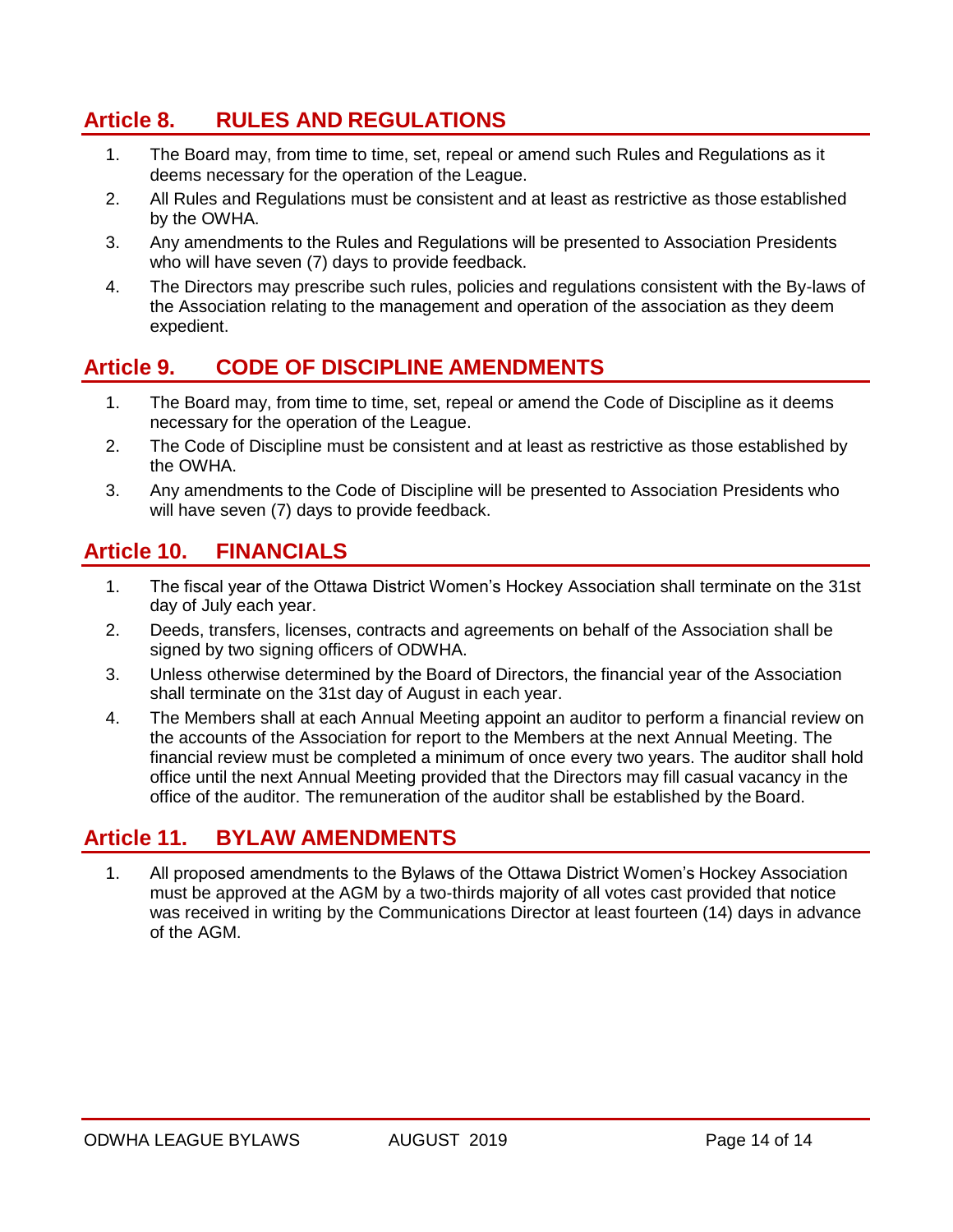## Article 8. RULES AND REGULATIONS

1. The Board may, from time to time, set, repeal or amend such Rules and Regulations as it deems necessary for the operation of the League.
2. All Rules and Regulations must be consistent and at least as restrictive as those established by the OWHA.
3. Any amendments to the Rules and Regulations will be presented to Association Presidents who will have seven (7) days to provide feedback.
4. The Directors may prescribe such rules, policies and regulations consistent with the By-laws of the Association relating to the management and operation of the association as they deem expedient.

## Article 9. CODE OF DISCIPLINE AMENDMENTS

1. The Board may, from time to time, set, repeal or amend the Code of Discipline as it deems necessary for the operation of the League.
2. The Code of Discipline must be consistent and at least as restrictive as those established by the OWHA.
3. Any amendments to the Code of Discipline will be presented to Association Presidents who will have seven (7) days to provide feedback.

## Article 10. FINANCIALS

1. The fiscal year of the Ottawa District Women's Hockey Association shall terminate on the 31st day of July each year.
2. Deeds, transfers, licenses, contracts and agreements on behalf of the Association shall be signed by two signing officers of ODWHA.
3. Unless otherwise determined by the Board of Directors, the financial year of the Association shall terminate on the 31st day of August in each year.
4. The Members shall at each Annual Meeting appoint an auditor to perform a financial review on the accounts of the Association for report to the Members at the next Annual Meeting. The financial review must be completed a minimum of once every two years. The auditor shall hold office until the next Annual Meeting provided that the Directors may fill casual vacancy in the office of the auditor. The remuneration of the auditor shall be established by the Board.

## Article 11. BYLAW AMENDMENTS

1. All proposed amendments to the Bylaws of the Ottawa District Women's Hockey Association must be approved at the AGM by a two-thirds majority of all votes cast provided that notice was received in writing by the Communications Director at least fourteen (14) days in advance of the AGM.